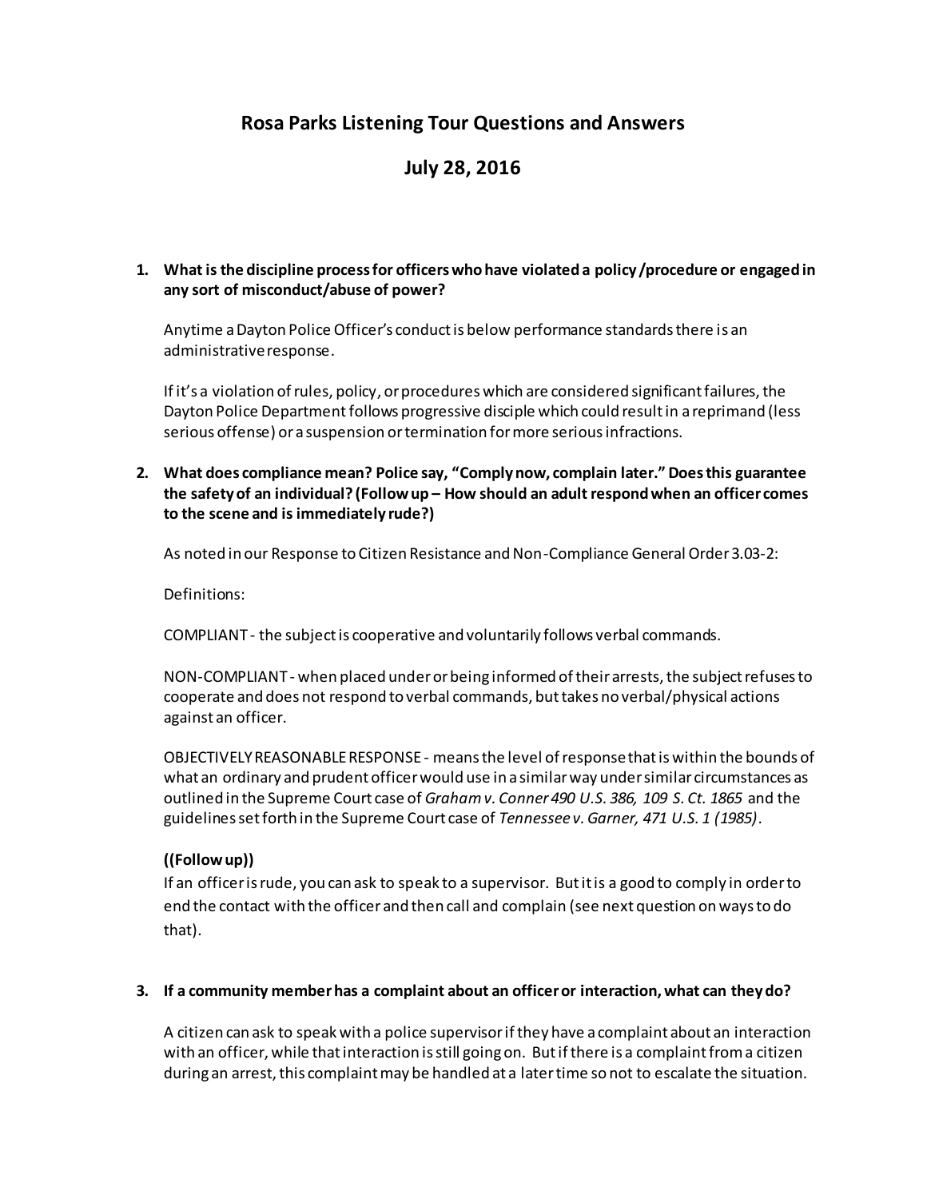# Rosa Parks Listening Tour Questions and Answers

# July 28, 2016

1. **What is the discipline process for officers who have violated a policy /procedure or engaged in any sort of misconduct/abuse of power?**

   Anytime a Dayton Police Officer's conduct is below performance standards there is an administrative response.

   If it's a violation of rules, policy, or procedures which are considered significant failures, the Dayton Police Department follows progressive disciple which could result in a reprimand (less serious offense) or a suspension or termination for more serious infractions.

2. **What does compliance mean? Police say, "Comply now, complain later." Does this guarantee the safety of an individual? (Follow up – How should an adult respond when an officer comes to the scene and is immediately rude?)**

   As noted in our Response to Citizen Resistance and Non-Compliance General Order 3.03-2:

   Definitions:

   COMPLIANT - the subject is cooperative and voluntarily follows verbal commands.

   NON-COMPLIANT - when placed under or being informed of their arrests, the subject refuses to cooperate and does not respond to verbal commands, but takes no verbal/physical actions against an officer.

   OBJECTIVELY REASONABLE RESPONSE - means the level of response that is within the bounds of what an ordinary and prudent officer would use in a similar way under similar circumstances as outlined in the Supreme Court case of *Graham v. Conner 490 U.S. 386, 109 S. Ct. 1865* and the guidelines set forth in the Supreme Court case of *Tennessee v. Garner, 471 U.S. 1 (1985)*.

   **((Follow up))**
   If an officer is rude, you can ask to speak to a supervisor. But it is a good to comply in order to end the contact with the officer and then call and complain (see next question on ways to do that).

3. **If a community member has a complaint about an officer or interaction, what can they do?**

   A citizen can ask to speak with a police supervisor if they have a complaint about an interaction with an officer, while that interaction is still going on. But if there is a complaint from a citizen during an arrest, this complaint may be handled at a later time so not to escalate the situation.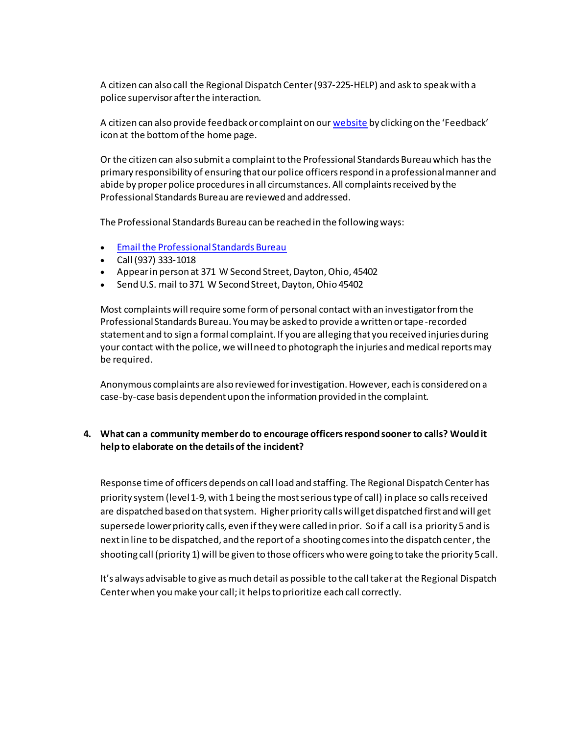A citizen can also call the Regional Dispatch Center (937-225-HELP) and ask to speak with a police supervisor after the interaction.

A citizen can also provide feedback or complaint on our website by clicking on the 'Feedback' icon at the bottom of the home page.

Or the citizen can also submit a complaint to the Professional Standards Bureau which has the primary responsibility of ensuring that our police officers respond in a professional manner and abide by proper police procedures in all circumstances. All complaints received by the Professional Standards Bureau are reviewed and addressed.

The Professional Standards Bureau can be reached in the following ways:

- Email the Professional Standards Bureau
- Call (937) 333-1018
- Appear in person at 371 W Second Street, Dayton, Ohio, 45402
- Send U.S. mail to 371 W Second Street, Dayton, Ohio 45402

Most complaints will require some form of personal contact with an investigator from the Professional Standards Bureau. You may be asked to provide a written or tape-recorded statement and to sign a formal complaint. If you are alleging that you received injuries during your contact with the police, we will need to photograph the injuries and medical reports may be required.

Anonymous complaints are also reviewed for investigation. However, each is considered on a case-by-case basis dependent upon the information provided in the complaint.

**4. What can a community member do to encourage officers respond sooner to calls? Would it help to elaborate on the details of the incident?**

Response time of officers depends on call load and staffing. The Regional Dispatch Center has priority system (level 1-9, with 1 being the most serious type of call) in place so calls received are dispatched based on that system. Higher priority calls will get dispatched first and will get supersede lower priority calls, even if they were called in prior. So if a call is a priority 5 and is next in line to be dispatched, and the report of a shooting comes into the dispatch center, the shooting call (priority 1) will be given to those officers who were going to take the priority 5 call.

It's always advisable to give as much detail as possible to the call taker at the Regional Dispatch Center when you make your call; it helps to prioritize each call correctly.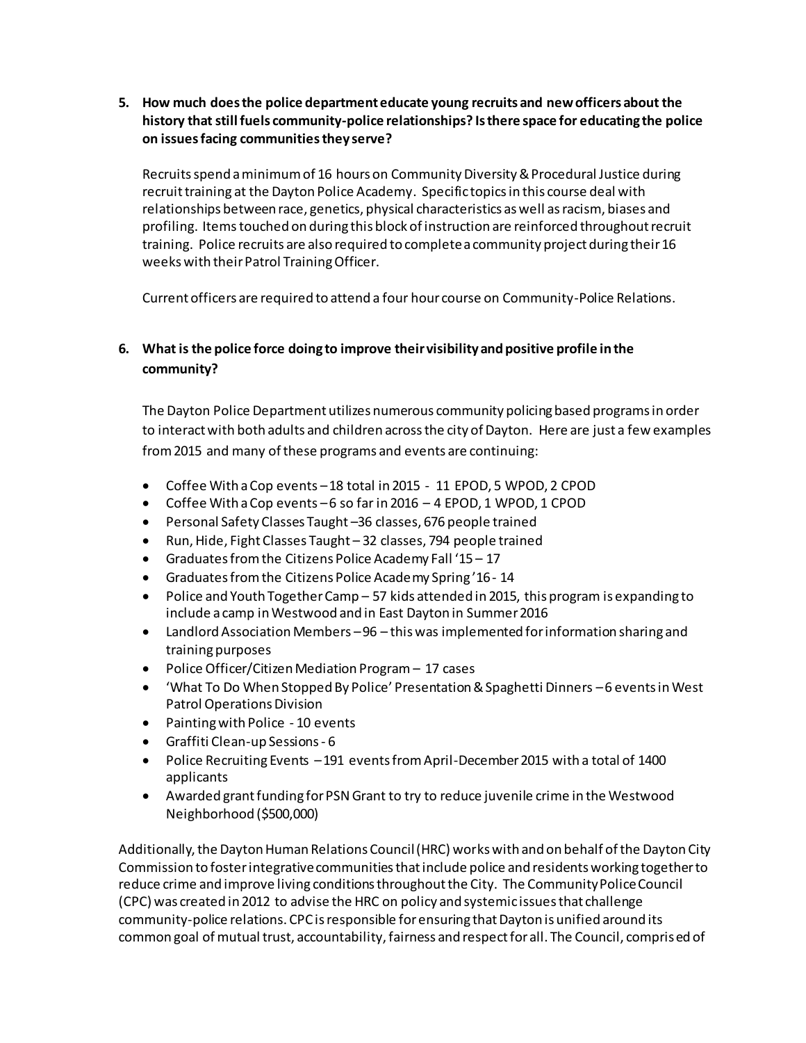5. **How much does the police department educate young recruits and new officers about the history that still fuels community-police relationships? Is there space for educating the police on issues facing communities they serve?**

   Recruits spend a minimum of 16 hours on Community Diversity & Procedural Justice during recruit training at the Dayton Police Academy. Specific topics in this course deal with relationships between race, genetics, physical characteristics as well as racism, biases and profiling. Items touched on during this block of instruction are reinforced throughout recruit training. Police recruits are also required to complete a community project during their 16 weeks with their Patrol Training Officer.

   Current officers are required to attend a four hour course on Community-Police Relations.

6. **What is the police force doing to improve their visibility and positive profile in the community?**

   The Dayton Police Department utilizes numerous community policing based programs in order to interact with both adults and children across the city of Dayton. Here are just a few examples from 2015 and many of these programs and events are continuing:

   - Coffee With a Cop events – 18 total in 2015 - 11 EPOD, 5 WPOD, 2 CPOD
   - Coffee With a Cop events – 6 so far in 2016 – 4 EPOD, 1 WPOD, 1 CPOD
   - Personal Safety Classes Taught – 36 classes, 676 people trained
   - Run, Hide, Fight Classes Taught – 32 classes, 794 people trained
   - Graduates from the Citizens Police Academy Fall '15 – 17
   - Graduates from the Citizens Police Academy Spring '16 - 14
   - Police and Youth Together Camp – 57 kids attended in 2015, this program is expanding to include a camp in Westwood and in East Dayton in Summer 2016
   - Landlord Association Members – 96 – this was implemented for information sharing and training purposes
   - Police Officer/Citizen Mediation Program – 17 cases
   - 'What To Do When Stopped By Police' Presentation & Spaghetti Dinners – 6 events in West Patrol Operations Division
   - Painting with Police - 10 events
   - Graffiti Clean-up Sessions - 6
   - Police Recruiting Events – 191 events from April-December 2015 with a total of 1400 applicants
   - Awarded grant funding for PSN Grant to try to reduce juvenile crime in the Westwood Neighborhood ($500,000)

Additionally, the Dayton Human Relations Council (HRC) works with and on behalf of the Dayton City Commission to foster integrative communities that include police and residents working together to reduce crime and improve living conditions throughout the City. The Community Police Council (CPC) was created in 2012 to advise the HRC on policy and systemic issues that challenge community-police relations. CPC is responsible for ensuring that Dayton is unified around its common goal of mutual trust, accountability, fairness and respect for all. The Council, comprised of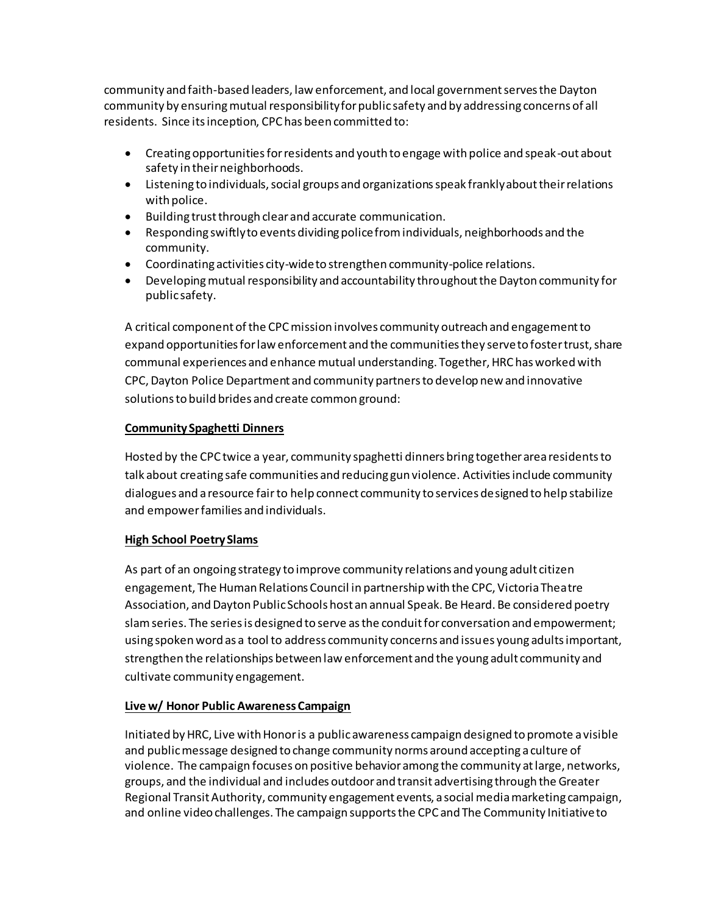community and faith-based leaders, law enforcement, and local government serves the Dayton community by ensuring mutual responsibility for public safety and by addressing concerns of all residents. Since its inception, CPC has been committed to:

- Creating opportunities for residents and youth to engage with police and speak-out about safety in their neighborhoods.
- Listening to individuals, social groups and organizations speak frankly about their relations with police.
- Building trust through clear and accurate communication.
- Responding swiftly to events dividing police from individuals, neighborhoods and the community.
- Coordinating activities city-wide to strengthen community-police relations.
- Developing mutual responsibility and accountability throughout the Dayton community for public safety.

A critical component of the CPC mission involves community outreach and engagement to expand opportunities for law enforcement and the communities they serve to foster trust, share communal experiences and enhance mutual understanding. Together, HRC has worked with CPC, Dayton Police Department and community partners to develop new and innovative solutions to build brides and create common ground:

**Community Spaghetti Dinners**

Hosted by the CPC twice a year, community spaghetti dinners bring together area residents to talk about creating safe communities and reducing gun violence. Activities include community dialogues and a resource fair to help connect community to services designed to help stabilize and empower families and individuals.

**High School Poetry Slams**

As part of an ongoing strategy to improve community relations and young adult citizen engagement, The Human Relations Council in partnership with the CPC, Victoria Theatre Association, and Dayton Public Schools host an annual Speak. Be Heard. Be considered poetry slam series. The series is designed to serve as the conduit for conversation and empowerment; using spoken word as a tool to address community concerns and issues young adults important, strengthen the relationships between law enforcement and the young adult community and cultivate community engagement.

**Live w/ Honor Public Awareness Campaign**

Initiated by HRC, Live with Honor is a public awareness campaign designed to promote a visible and public message designed to change community norms around accepting a culture of violence. The campaign focuses on positive behavior among the community at large, networks, groups, and the individual and includes outdoor and transit advertising through the Greater Regional Transit Authority, community engagement events, a social media marketing campaign, and online video challenges. The campaign supports the CPC and The Community Initiative to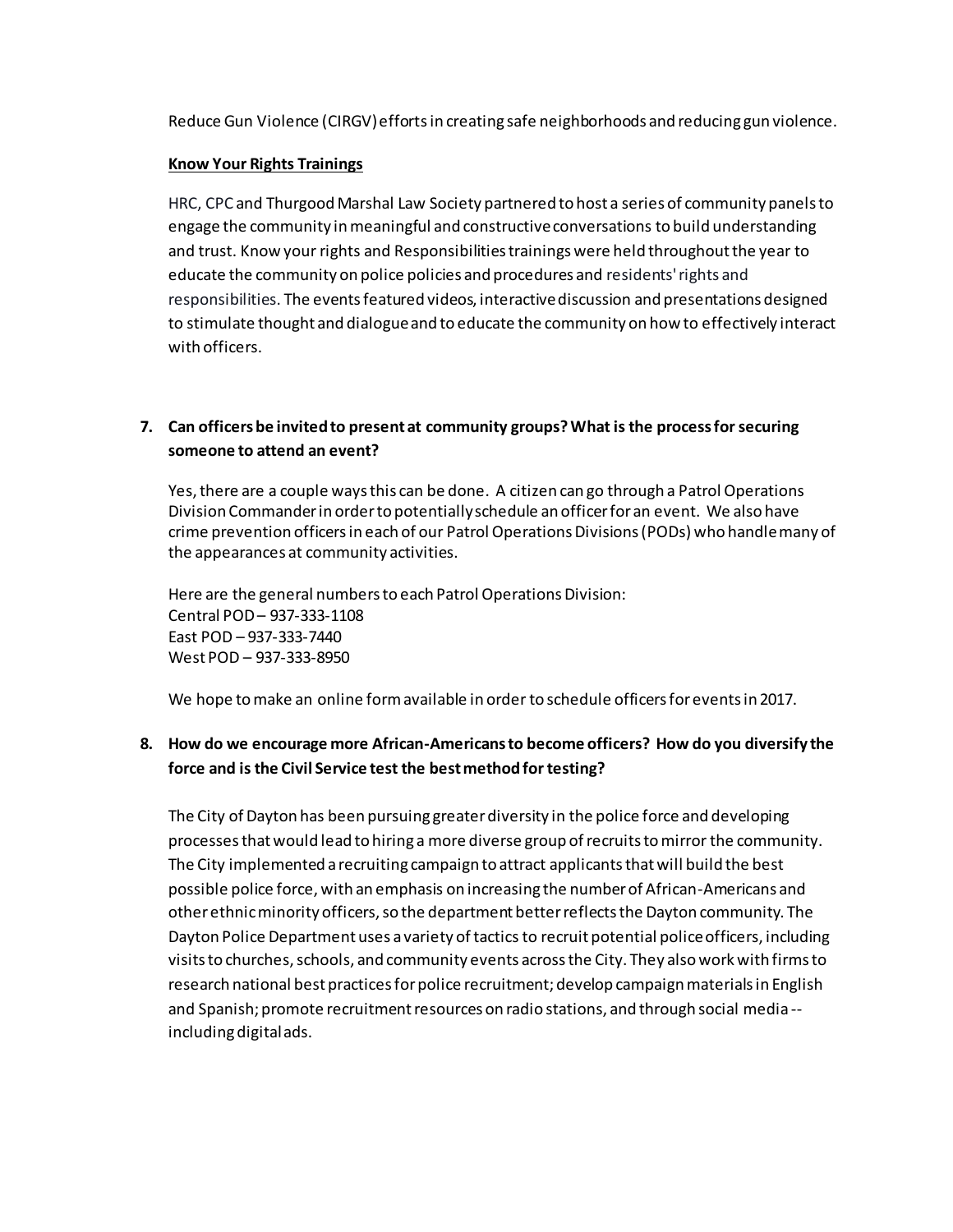Reduce Gun Violence (CIRGV) efforts in creating safe neighborhoods and reducing gun violence.

**Know Your Rights Trainings**

HRC, CPC and Thurgood Marshal Law Society partnered to host a series of community panels to engage the community in meaningful and constructive conversations to build understanding and trust. Know your rights and Responsibilities trainings were held throughout the year to educate the community on police policies and procedures and residents' rights and responsibilities. The events featured videos, interactive discussion and presentations designed to stimulate thought and dialogue and to educate the community on how to effectively interact with officers.

**7. Can officers be invited to present at community groups? What is the process for securing someone to attend an event?**

Yes, there are a couple ways this can be done. A citizen can go through a Patrol Operations Division Commander in order to potentially schedule an officer for an event. We also have crime prevention officers in each of our Patrol Operations Divisions (PODs) who handle many of the appearances at community activities.

Here are the general numbers to each Patrol Operations Division:
Central POD – 937-333-1108
East POD – 937-333-7440
West POD – 937-333-8950

We hope to make an online form available in order to schedule officers for events in 2017.

**8. How do we encourage more African-Americans to become officers? How do you diversify the force and is the Civil Service test the best method for testing?**

The City of Dayton has been pursuing greater diversity in the police force and developing processes that would lead to hiring a more diverse group of recruits to mirror the community. The City implemented a recruiting campaign to attract applicants that will build the best possible police force, with an emphasis on increasing the number of African-Americans and other ethnic minority officers, so the department better reflects the Dayton community. The Dayton Police Department uses a variety of tactics to recruit potential police officers, including visits to churches, schools, and community events across the City. They also work with firms to research national best practices for police recruitment; develop campaign materials in English and Spanish; promote recruitment resources on radio stations, and through social media -- including digital ads.